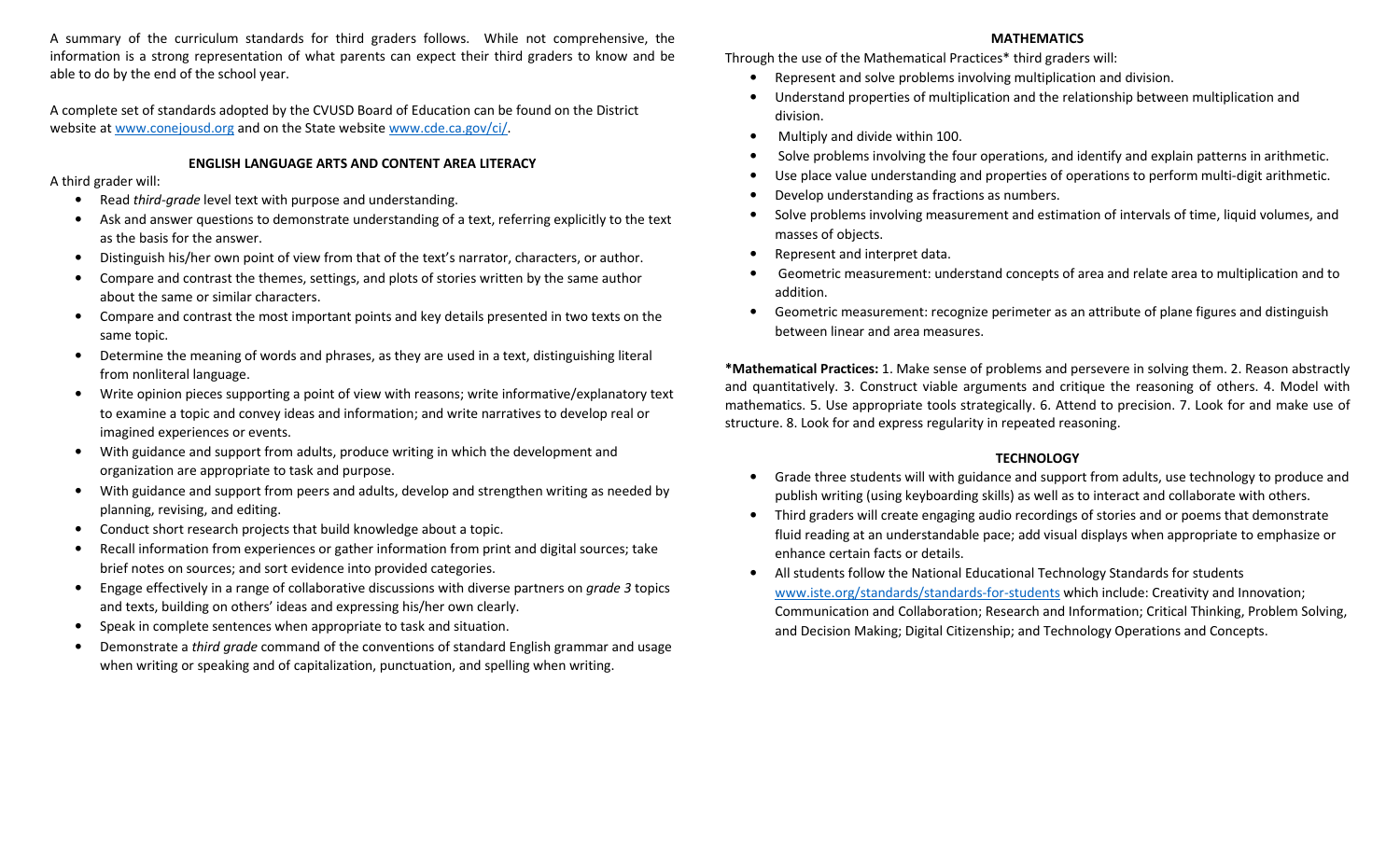A summary of the curriculum standards for third graders follows. While not comprehensive, the information is a strong representation of what parents can expect their third graders to know and be able to do by the end of the school year.

A complete set of standards adopted by the CVUSD Board of Education can be found on the District website at [www.conejousd.org](http://www.conejousd.org) and on the State website [www.cde.ca.gov/ci/](http://www.cde.ca.gov/ci/).

## ENGLISH LANGUAGE ARTS AND CONTENT AREA LITERACY

A third grader will:

- Read *third-grade* level text with purpose and understanding.
- Ask and answer questions to demonstrate understanding of a text, referring explicitly to the text as the basis for the answer.
- Distinguish his/her own point of view from that of the text's narrator, characters, or author.
- Compare and contrast the themes, settings, and plots of stories written by the same author about the same or similar characters.
- Compare and contrast the most important points and key details presented in two texts on the same topic.
- Determine the meaning of words and phrases, as they are used in a text, distinguishing literal from nonliteral language.
- Write opinion pieces supporting a point of view with reasons; write informative/explanatory text to examine a topic and convey ideas and information; and write narratives to develop real or imagined experiences or events.
- With guidance and support from adults, produce writing in which the development and organization are appropriate to task and purpose.
- With guidance and support from peers and adults, develop and strengthen writing as needed by planning, revising, and editing.
- Conduct short research projects that build knowledge about a topic.
- Recall information from experiences or gather information from print and digital sources; take brief notes on sources; and sort evidence into provided categories.
- Engage effectively in a range of collaborative discussions with diverse partners on *grade 3* topics and texts, building on others' ideas and expressing his/her own clearly.
- Speak in complete sentences when appropriate to task and situation.
- Demonstrate a *third grade* command of the conventions of standard English grammar and usage when writing or speaking and of capitalization, punctuation, and spelling when writing.

## MATHEMATICS

Through the use of the Mathematical Practices* third graders will:

- Represent and solve problems involving multiplication and division.
- Understand properties of multiplication and the relationship between multiplication and division.
- Multiply and divide within 100.
- Solve problems involving the four operations, and identify and explain patterns in arithmetic.
- Use place value understanding and properties of operations to perform multi-digit arithmetic.
- Develop understanding as fractions as numbers.
- Solve problems involving measurement and estimation of intervals of time, liquid volumes, and masses of objects.
- Represent and interpret data.
- Geometric measurement: understand concepts of area and relate area to multiplication and to addition.
- Geometric measurement: recognize perimeter as an attribute of plane figures and distinguish between linear and area measures.

***Mathematical Practices:** 1. Make sense of problems and persevere in solving them. 2. Reason abstractly and quantitatively. 3. Construct viable arguments and critique the reasoning of others. 4. Model with mathematics. 5. Use appropriate tools strategically. 6. Attend to precision. 7. Look for and make use of structure. 8. Look for and express regularity in repeated reasoning.

## TECHNOLOGY

- Grade three students will with guidance and support from adults, use technology to produce and publish writing (using keyboarding skills) as well as to interact and collaborate with others.
- Third graders will create engaging audio recordings of stories and or poems that demonstrate fluid reading at an understandable pace; add visual displays when appropriate to emphasize or enhance certain facts or details.
- All students follow the National Educational Technology Standards for students [www.iste.org/standards/standards-for-students](http://www.iste.org/standards/standards-for-students) which include: Creativity and Innovation; Communication and Collaboration; Research and Information; Critical Thinking, Problem Solving, and Decision Making; Digital Citizenship; and Technology Operations and Concepts.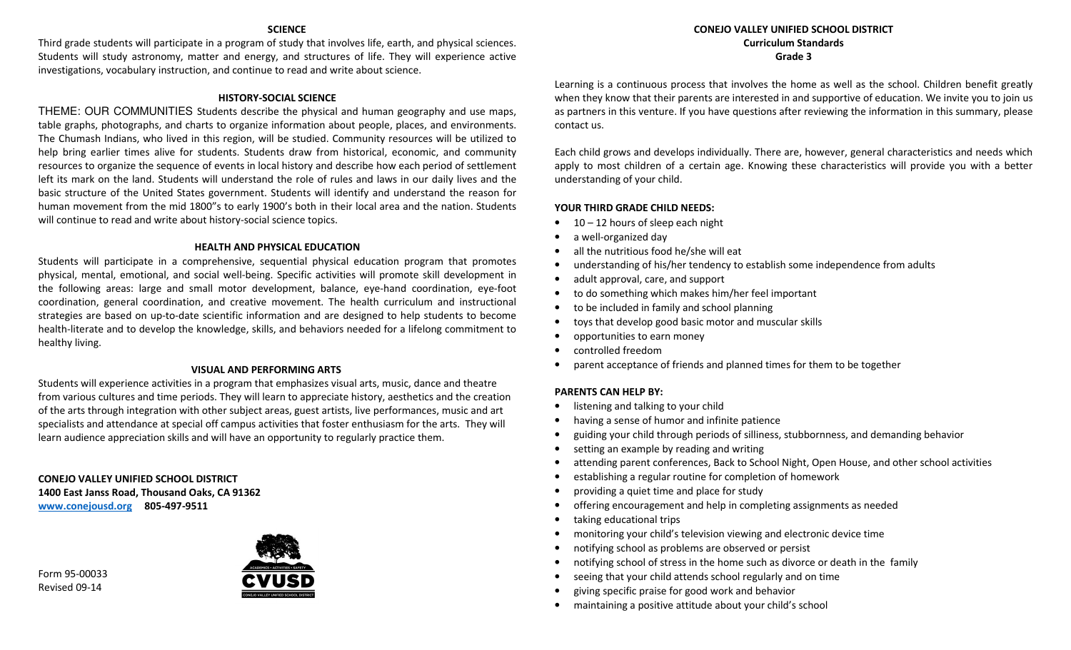## SCIENCE

Third grade students will participate in a program of study that involves life, earth, and physical sciences. Students will study astronomy, matter and energy, and structures of life. They will experience active investigations, vocabulary instruction, and continue to read and write about science.

## HISTORY-SOCIAL SCIENCE

THEME: OUR COMMUNITIES Students describe the physical and human geography and use maps, table graphs, photographs, and charts to organize information about people, places, and environments. The Chumash Indians, who lived in this region, will be studied. Community resources will be utilized to help bring earlier times alive for students. Students draw from historical, economic, and community resources to organize the sequence of events in local history and describe how each period of settlement left its mark on the land. Students will understand the role of rules and laws in our daily lives and the basic structure of the United States government. Students will identify and understand the reason for human movement from the mid 1800"s to early 1900's both in their local area and the nation. Students will continue to read and write about history-social science topics.

## HEALTH AND PHYSICAL EDUCATION

Students will participate in a comprehensive, sequential physical education program that promotes physical, mental, emotional, and social well-being. Specific activities will promote skill development in the following areas: large and small motor development, balance, eye-hand coordination, eye-foot coordination, general coordination, and creative movement. The health curriculum and instructional strategies are based on up-to-date scientific information and are designed to help students to become health-literate and to develop the knowledge, skills, and behaviors needed for a lifelong commitment to healthy living.

## VISUAL AND PERFORMING ARTS

Students will experience activities in a program that emphasizes visual arts, music, dance and theatre from various cultures and time periods. They will learn to appreciate history, aesthetics and the creation of the arts through integration with other subject areas, guest artists, live performances, music and art specialists and attendance at special off campus activities that foster enthusiasm for the arts. They will learn audience appreciation skills and will have an opportunity to regularly practice them.

**CONEJO VALLEY UNIFIED SCHOOL DISTRICT**
**1400 East Janss Road, Thousand Oaks, CA 91362**
**www.conejousd.org 805-497-9511**

Form 95-00033
Revised 09-14

# CONEJO VALLEY UNIFIED SCHOOL DISTRICT
## Curriculum Standards
## Grade 3

Learning is a continuous process that involves the home as well as the school. Children benefit greatly when they know that their parents are interested in and supportive of education. We invite you to join us as partners in this venture. If you have questions after reviewing the information in this summary, please contact us.

Each child grows and develops individually. There are, however, general characteristics and needs which apply to most children of a certain age. Knowing these characteristics will provide you with a better understanding of your child.

**YOUR THIRD GRADE CHILD NEEDS:**

- 10 – 12 hours of sleep each night
- a well-organized day
- all the nutritious food he/she will eat
- understanding of his/her tendency to establish some independence from adults
- adult approval, care, and support
- to do something which makes him/her feel important
- to be included in family and school planning
- toys that develop good basic motor and muscular skills
- opportunities to earn money
- controlled freedom
- parent acceptance of friends and planned times for them to be together

**PARENTS CAN HELP BY:**

- listening and talking to your child
- having a sense of humor and infinite patience
- guiding your child through periods of silliness, stubbornness, and demanding behavior
- setting an example by reading and writing
- attending parent conferences, Back to School Night, Open House, and other school activities
- establishing a regular routine for completion of homework
- providing a quiet time and place for study
- offering encouragement and help in completing assignments as needed
- taking educational trips
- monitoring your child's television viewing and electronic device time
- notifying school as problems are observed or persist
- notifying school of stress in the home such as divorce or death in the family
- seeing that your child attends school regularly and on time
- giving specific praise for good work and behavior
- maintaining a positive attitude about your child's school